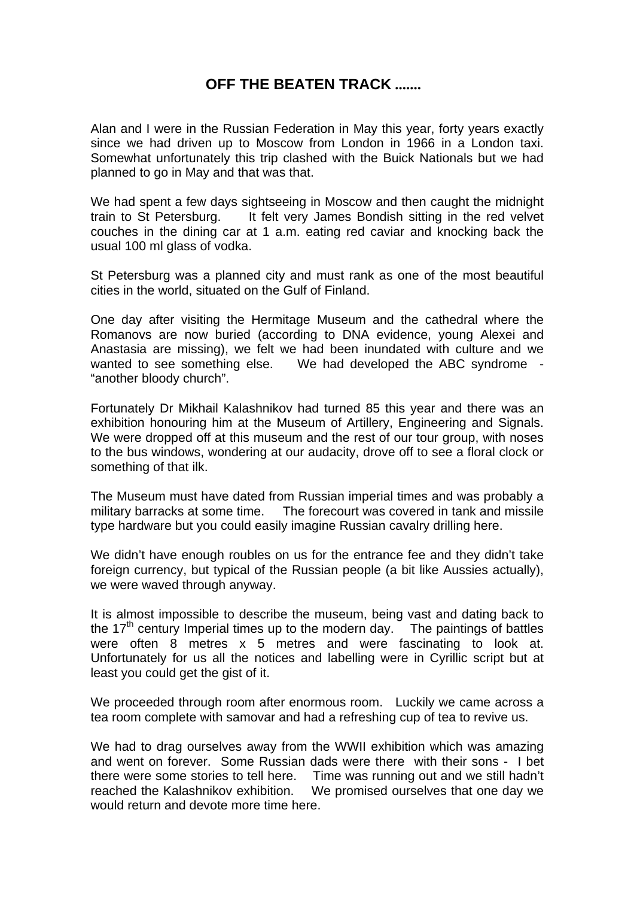# OFF THE BEATEN TRACK .......

Alan and I were in the Russian Federation in May this year, forty years exactly since we had driven up to Moscow from London in 1966 in a London taxi. Somewhat unfortunately this trip clashed with the Buick Nationals but we had planned to go in May and that was that.

We had spent a few days sightseeing in Moscow and then caught the midnight train to St Petersburg. It felt very James Bondish sitting in the red velvet couches in the dining car at 1 a.m. eating red caviar and knocking back the usual 100 ml glass of vodka.

St Petersburg was a planned city and must rank as one of the most beautiful cities in the world, situated on the Gulf of Finland.

One day after visiting the Hermitage Museum and the cathedral where the Romanovs are now buried (according to DNA evidence, young Alexei and Anastasia are missing), we felt we had been inundated with culture and we wanted to see something else. We had developed the ABC syndrome - "another bloody church".

Fortunately Dr Mikhail Kalashnikov had turned 85 this year and there was an exhibition honouring him at the Museum of Artillery, Engineering and Signals. We were dropped off at this museum and the rest of our tour group, with noses to the bus windows, wondering at our audacity, drove off to see a floral clock or something of that ilk.

The Museum must have dated from Russian imperial times and was probably a military barracks at some time. The forecourt was covered in tank and missile type hardware but you could easily imagine Russian cavalry drilling here.

We didn't have enough roubles on us for the entrance fee and they didn't take foreign currency, but typical of the Russian people (a bit like Aussies actually), we were waved through anyway.

It is almost impossible to describe the museum, being vast and dating back to the 17th century Imperial times up to the modern day. The paintings of battles were often 8 metres x 5 metres and were fascinating to look at. Unfortunately for us all the notices and labelling were in Cyrillic script but at least you could get the gist of it.

We proceeded through room after enormous room. Luckily we came across a tea room complete with samovar and had a refreshing cup of tea to revive us.

We had to drag ourselves away from the WWII exhibition which was amazing and went on forever. Some Russian dads were there with their sons - I bet there were some stories to tell here. Time was running out and we still hadn't reached the Kalashnikov exhibition. We promised ourselves that one day we would return and devote more time here.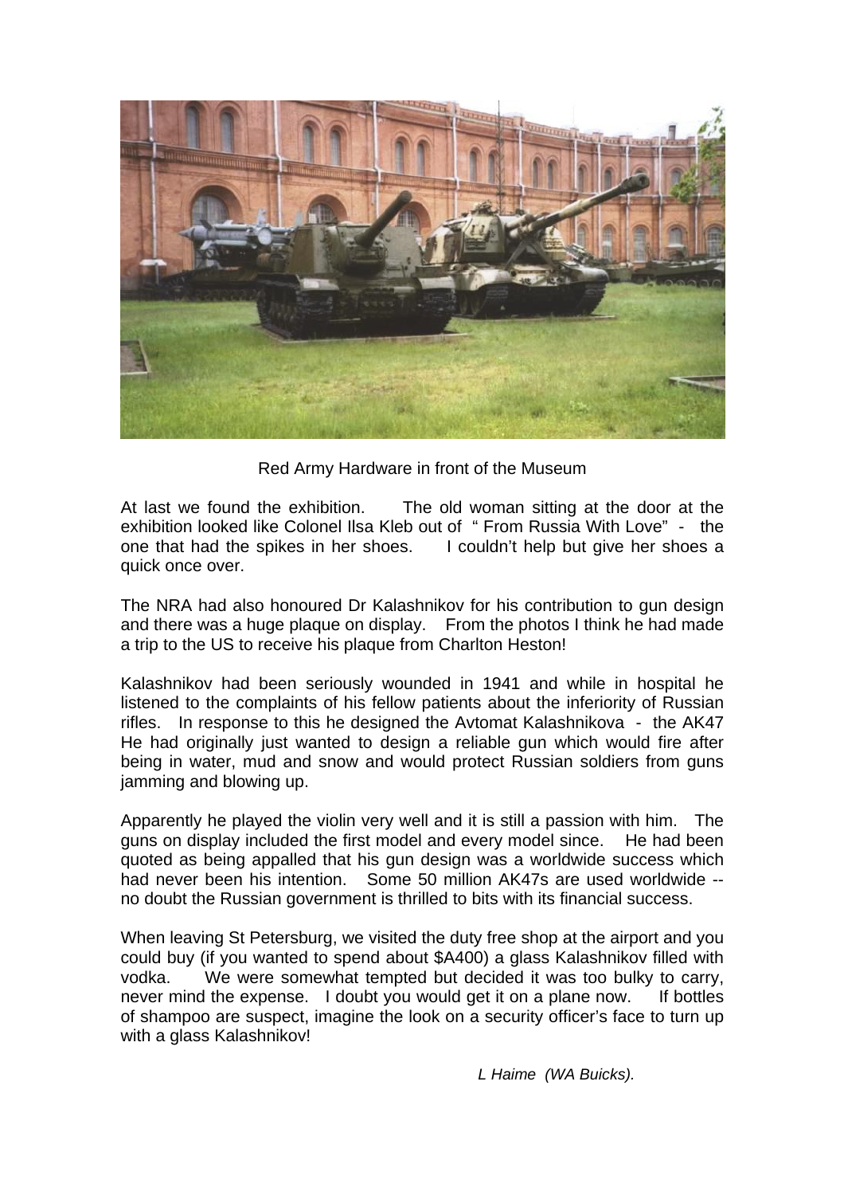Red Army Hardware in front of the Museum

At last we found the exhibition. The old woman sitting at the door at the exhibition looked like Colonel Ilsa Kleb out of " From Russia With Love" - the one that had the spikes in her shoes. I couldn't help but give her shoes a quick once over.

The NRA had also honoured Dr Kalashnikov for his contribution to gun design and there was a huge plaque on display. From the photos I think he had made a trip to the US to receive his plaque from Charlton Heston!

Kalashnikov had been seriously wounded in 1941 and while in hospital he listened to the complaints of his fellow patients about the inferiority of Russian rifles. In response to this he designed the Avtomat Kalashnikova - the AK47 He had originally just wanted to design a reliable gun which would fire after being in water, mud and snow and would protect Russian soldiers from guns jamming and blowing up.

Apparently he played the violin very well and it is still a passion with him. The guns on display included the first model and every model since. He had been quoted as being appalled that his gun design was a worldwide success which had never been his intention. Some 50 million AK47s are used worldwide -- no doubt the Russian government is thrilled to bits with its financial success.

When leaving St Petersburg, we visited the duty free shop at the airport and you could buy (if you wanted to spend about $A400) a glass Kalashnikov filled with vodka. We were somewhat tempted but decided it was too bulky to carry, never mind the expense. I doubt you would get it on a plane now. If bottles of shampoo are suspect, imagine the look on a security officer's face to turn up with a glass Kalashnikov!

*L Haime (WA Buicks).*